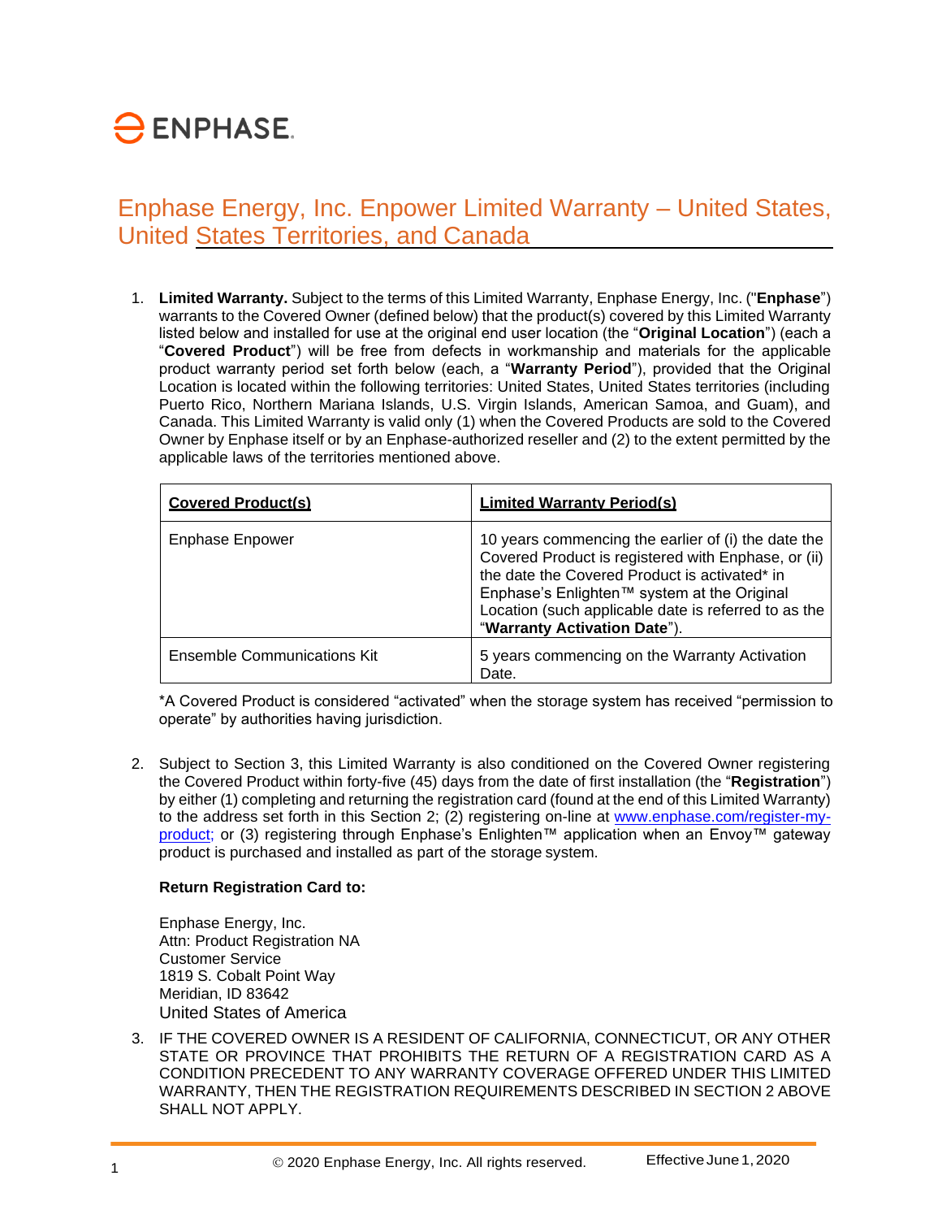ENPHASE.

# Enphase Energy, Inc. Enpower Limited Warranty – United States, United States Territories, and Canada

1. **Limited Warranty.** Subject to the terms of this Limited Warranty, Enphase Energy, Inc. ("**Enphase**") warrants to the Covered Owner (defined below) that the product(s) covered by this Limited Warranty listed below and installed for use at the original end user location (the "**Original Location**") (each a "**Covered Product**") will be free from defects in workmanship and materials for the applicable product warranty period set forth below (each, a "**Warranty Period**"), provided that the Original Location is located within the following territories: United States, United States territories (including Puerto Rico, Northern Mariana Islands, U.S. Virgin Islands, American Samoa, and Guam), and Canada. This Limited Warranty is valid only (1) when the Covered Products are sold to the Covered Owner by Enphase itself or by an Enphase-authorized reseller and (2) to the extent permitted by the applicable laws of the territories mentioned above.

| **Covered Product(s)** | **Limited Warranty Period(s)** |
| --- | --- |
| Enphase Enpower | 10 years commencing the earlier of (i) the date the Covered Product is registered with Enphase, or (ii) the date the Covered Product is activated* in Enphase's Enlighten™ system at the Original Location (such applicable date is referred to as the "**Warranty Activation Date**"). |
| Ensemble Communications Kit | 5 years commencing on the Warranty Activation Date. |

*A Covered Product is considered "activated" when the storage system has received "permission to operate" by authorities having jurisdiction.

2. Subject to Section 3, this Limited Warranty is also conditioned on the Covered Owner registering the Covered Product within forty-five (45) days from the date of first installation (the "**Registration**") by either (1) completing and returning the registration card (found at the end of this Limited Warranty) to the address set forth in this Section 2; (2) registering on-line at www.enphase.com/register-my-product; or (3) registering through Enphase's Enlighten™ application when an Envoy™ gateway product is purchased and installed as part of the storage system.

   **Return Registration Card to:**

   Enphase Energy, Inc.
   Attn: Product Registration NA
   Customer Service
   1819 S. Cobalt Point Way
   Meridian, ID 83642
   United States of America

3. IF THE COVERED OWNER IS A RESIDENT OF CALIFORNIA, CONNECTICUT, OR ANY OTHER STATE OR PROVINCE THAT PROHIBITS THE RETURN OF A REGISTRATION CARD AS A CONDITION PRECEDENT TO ANY WARRANTY COVERAGE OFFERED UNDER THIS LIMITED WARRANTY, THEN THE REGISTRATION REQUIREMENTS DESCRIBED IN SECTION 2 ABOVE SHALL NOT APPLY.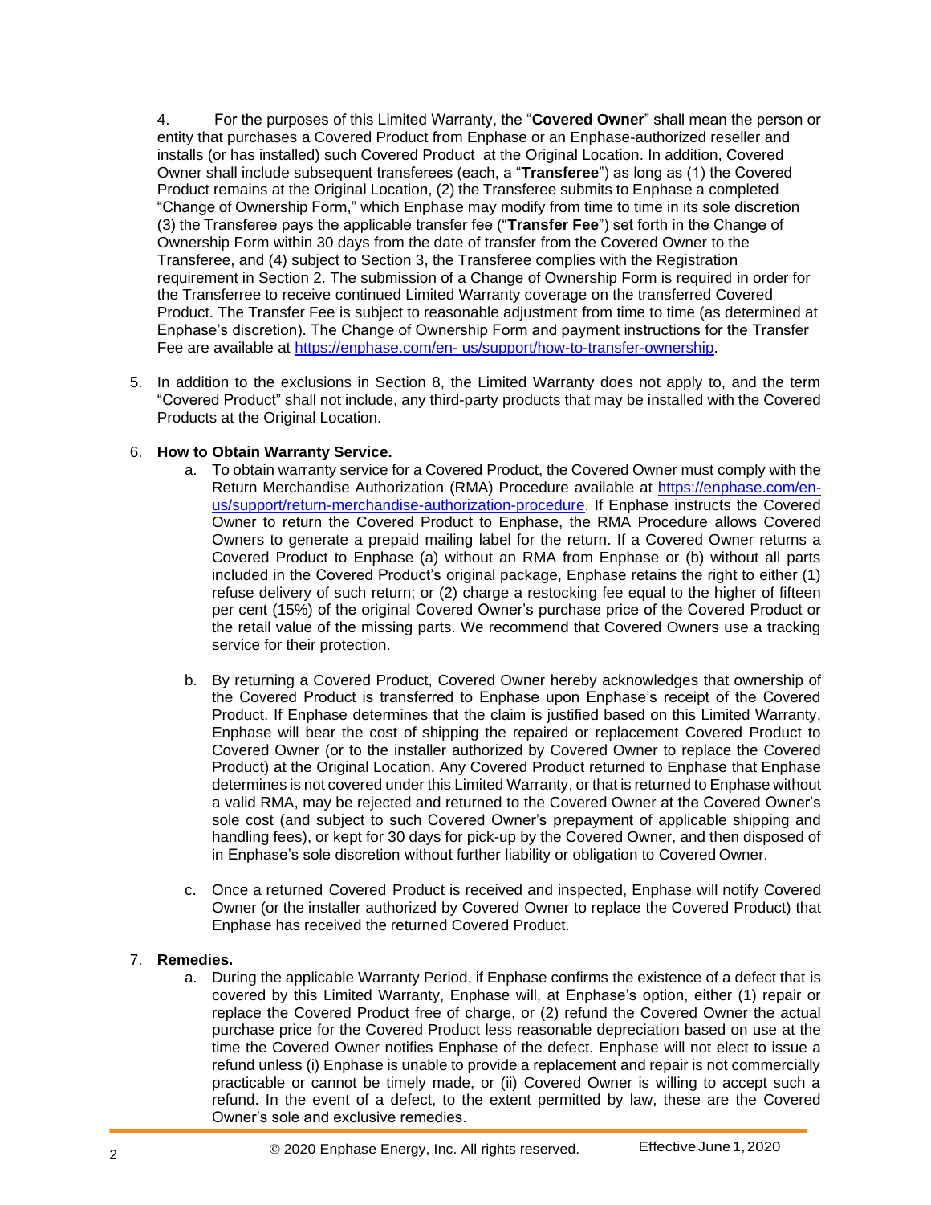4. For the purposes of this Limited Warranty, the "**Covered Owner**" shall mean the person or entity that purchases a Covered Product from Enphase or an Enphase-authorized reseller and installs (or has installed) such Covered Product at the Original Location. In addition, Covered Owner shall include subsequent transferees (each, a "**Transferee**") as long as (1) the Covered Product remains at the Original Location, (2) the Transferee submits to Enphase a completed "Change of Ownership Form," which Enphase may modify from time to time in its sole discretion (3) the Transferee pays the applicable transfer fee ("**Transfer Fee**") set forth in the Change of Ownership Form within 30 days from the date of transfer from the Covered Owner to the Transferee, and (4) subject to Section 3, the Transferee complies with the Registration requirement in Section 2. The submission of a Change of Ownership Form is required in order for the Transferree to receive continued Limited Warranty coverage on the transferred Covered Product. The Transfer Fee is subject to reasonable adjustment from time to time (as determined at Enphase's discretion). The Change of Ownership Form and payment instructions for the Transfer Fee are available at https://enphase.com/en- us/support/how-to-transfer-ownership.

5. In addition to the exclusions in Section 8, the Limited Warranty does not apply to, and the term "Covered Product" shall not include, any third-party products that may be installed with the Covered Products at the Original Location.

6. **How to Obtain Warranty Service.**
   a. To obtain warranty service for a Covered Product, the Covered Owner must comply with the Return Merchandise Authorization (RMA) Procedure available at https://enphase.com/en-us/support/return-merchandise-authorization-procedure. If Enphase instructs the Covered Owner to return the Covered Product to Enphase, the RMA Procedure allows Covered Owners to generate a prepaid mailing label for the return. If a Covered Owner returns a Covered Product to Enphase (a) without an RMA from Enphase or (b) without all parts included in the Covered Product's original package, Enphase retains the right to either (1) refuse delivery of such return; or (2) charge a restocking fee equal to the higher of fifteen per cent (15%) of the original Covered Owner's purchase price of the Covered Product or the retail value of the missing parts. We recommend that Covered Owners use a tracking service for their protection.

   b. By returning a Covered Product, Covered Owner hereby acknowledges that ownership of the Covered Product is transferred to Enphase upon Enphase's receipt of the Covered Product. If Enphase determines that the claim is justified based on this Limited Warranty, Enphase will bear the cost of shipping the repaired or replacement Covered Product to Covered Owner (or to the installer authorized by Covered Owner to replace the Covered Product) at the Original Location. Any Covered Product returned to Enphase that Enphase determines is not covered under this Limited Warranty, or that is returned to Enphase without a valid RMA, may be rejected and returned to the Covered Owner at the Covered Owner's sole cost (and subject to such Covered Owner's prepayment of applicable shipping and handling fees), or kept for 30 days for pick-up by the Covered Owner, and then disposed of in Enphase's sole discretion without further liability or obligation to Covered Owner.

   c. Once a returned Covered Product is received and inspected, Enphase will notify Covered Owner (or the installer authorized by Covered Owner to replace the Covered Product) that Enphase has received the returned Covered Product.

7. **Remedies.**
   a. During the applicable Warranty Period, if Enphase confirms the existence of a defect that is covered by this Limited Warranty, Enphase will, at Enphase's option, either (1) repair or replace the Covered Product free of charge, or (2) refund the Covered Owner the actual purchase price for the Covered Product less reasonable depreciation based on use at the time the Covered Owner notifies Enphase of the defect. Enphase will not elect to issue a refund unless (i) Enphase is unable to provide a replacement and repair is not commercially practicable or cannot be timely made, or (ii) Covered Owner is willing to accept such a refund. In the event of a defect, to the extent permitted by law, these are the Covered Owner's sole and exclusive remedies.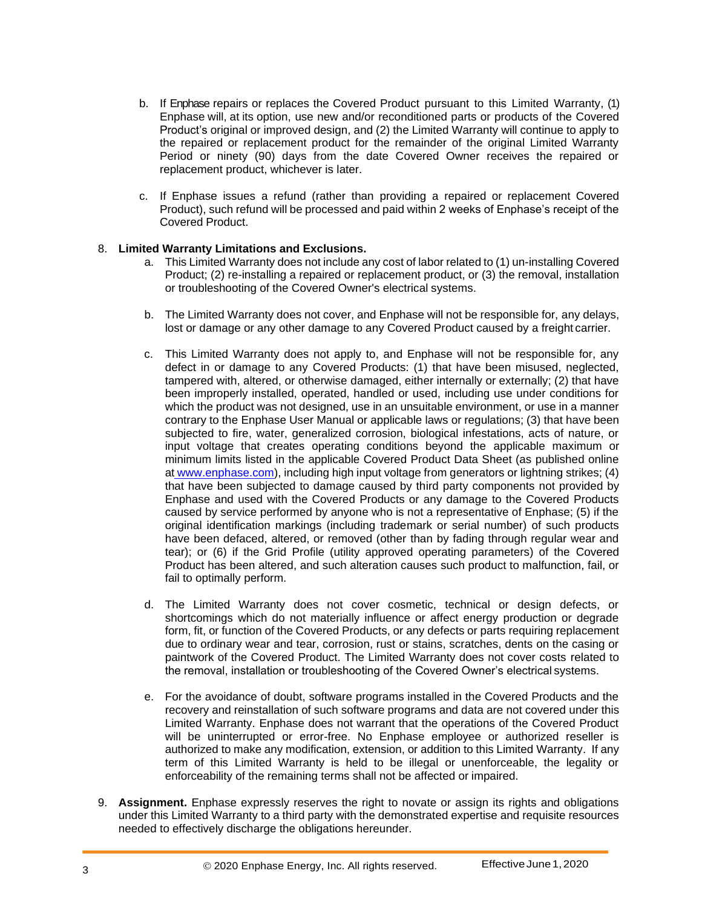b. If Enphase repairs or replaces the Covered Product pursuant to this Limited Warranty, (1) Enphase will, at its option, use new and/or reconditioned parts or products of the Covered Product's original or improved design, and (2) the Limited Warranty will continue to apply to the repaired or replacement product for the remainder of the original Limited Warranty Period or ninety (90) days from the date Covered Owner receives the repaired or replacement product, whichever is later.

c. If Enphase issues a refund (rather than providing a repaired or replacement Covered Product), such refund will be processed and paid within 2 weeks of Enphase's receipt of the Covered Product.

8. **Limited Warranty Limitations and Exclusions.**

   a. This Limited Warranty does not include any cost of labor related to (1) un-installing Covered Product; (2) re-installing a repaired or replacement product, or (3) the removal, installation or troubleshooting of the Covered Owner's electrical systems.

   b. The Limited Warranty does not cover, and Enphase will not be responsible for, any delays, lost or damage or any other damage to any Covered Product caused by a freight carrier.

   c. This Limited Warranty does not apply to, and Enphase will not be responsible for, any defect in or damage to any Covered Products: (1) that have been misused, neglected, tampered with, altered, or otherwise damaged, either internally or externally; (2) that have been improperly installed, operated, handled or used, including use under conditions for which the product was not designed, use in an unsuitable environment, or use in a manner contrary to the Enphase User Manual or applicable laws or regulations; (3) that have been subjected to fire, water, generalized corrosion, biological infestations, acts of nature, or input voltage that creates operating conditions beyond the applicable maximum or minimum limits listed in the applicable Covered Product Data Sheet (as published online at www.enphase.com), including high input voltage from generators or lightning strikes; (4) that have been subjected to damage caused by third party components not provided by Enphase and used with the Covered Products or any damage to the Covered Products caused by service performed by anyone who is not a representative of Enphase; (5) if the original identification markings (including trademark or serial number) of such products have been defaced, altered, or removed (other than by fading through regular wear and tear); or (6) if the Grid Profile (utility approved operating parameters) of the Covered Product has been altered, and such alteration causes such product to malfunction, fail, or fail to optimally perform.

   d. The Limited Warranty does not cover cosmetic, technical or design defects, or shortcomings which do not materially influence or affect energy production or degrade form, fit, or function of the Covered Products, or any defects or parts requiring replacement due to ordinary wear and tear, corrosion, rust or stains, scratches, dents on the casing or paintwork of the Covered Product. The Limited Warranty does not cover costs related to the removal, installation or troubleshooting of the Covered Owner's electrical systems.

   e. For the avoidance of doubt, software programs installed in the Covered Products and the recovery and reinstallation of such software programs and data are not covered under this Limited Warranty. Enphase does not warrant that the operations of the Covered Product will be uninterrupted or error-free. No Enphase employee or authorized reseller is authorized to make any modification, extension, or addition to this Limited Warranty. If any term of this Limited Warranty is held to be illegal or unenforceable, the legality or enforceability of the remaining terms shall not be affected or impaired.

9. **Assignment.** Enphase expressly reserves the right to novate or assign its rights and obligations under this Limited Warranty to a third party with the demonstrated expertise and requisite resources needed to effectively discharge the obligations hereunder.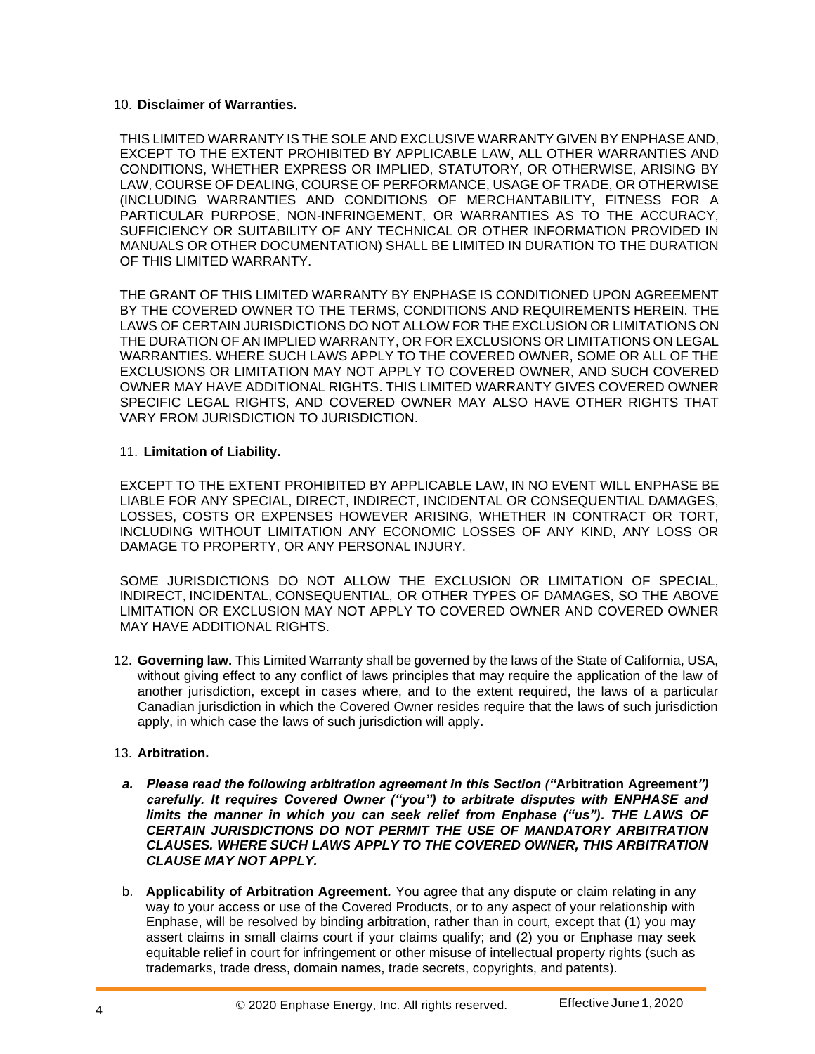10. **Disclaimer of Warranties.**

THIS LIMITED WARRANTY IS THE SOLE AND EXCLUSIVE WARRANTY GIVEN BY ENPHASE AND, EXCEPT TO THE EXTENT PROHIBITED BY APPLICABLE LAW, ALL OTHER WARRANTIES AND CONDITIONS, WHETHER EXPRESS OR IMPLIED, STATUTORY, OR OTHERWISE, ARISING BY LAW, COURSE OF DEALING, COURSE OF PERFORMANCE, USAGE OF TRADE, OR OTHERWISE (INCLUDING WARRANTIES AND CONDITIONS OF MERCHANTABILITY, FITNESS FOR A PARTICULAR PURPOSE, NON-INFRINGEMENT, OR WARRANTIES AS TO THE ACCURACY, SUFFICIENCY OR SUITABILITY OF ANY TECHNICAL OR OTHER INFORMATION PROVIDED IN MANUALS OR OTHER DOCUMENTATION) SHALL BE LIMITED IN DURATION TO THE DURATION OF THIS LIMITED WARRANTY.

THE GRANT OF THIS LIMITED WARRANTY BY ENPHASE IS CONDITIONED UPON AGREEMENT BY THE COVERED OWNER TO THE TERMS, CONDITIONS AND REQUIREMENTS HEREIN. THE LAWS OF CERTAIN JURISDICTIONS DO NOT ALLOW FOR THE EXCLUSION OR LIMITATIONS ON THE DURATION OF AN IMPLIED WARRANTY, OR FOR EXCLUSIONS OR LIMITATIONS ON LEGAL WARRANTIES. WHERE SUCH LAWS APPLY TO THE COVERED OWNER, SOME OR ALL OF THE EXCLUSIONS OR LIMITATION MAY NOT APPLY TO COVERED OWNER, AND SUCH COVERED OWNER MAY HAVE ADDITIONAL RIGHTS. THIS LIMITED WARRANTY GIVES COVERED OWNER SPECIFIC LEGAL RIGHTS, AND COVERED OWNER MAY ALSO HAVE OTHER RIGHTS THAT VARY FROM JURISDICTION TO JURISDICTION.

11. **Limitation of Liability.**

EXCEPT TO THE EXTENT PROHIBITED BY APPLICABLE LAW, IN NO EVENT WILL ENPHASE BE LIABLE FOR ANY SPECIAL, DIRECT, INDIRECT, INCIDENTAL OR CONSEQUENTIAL DAMAGES, LOSSES, COSTS OR EXPENSES HOWEVER ARISING, WHETHER IN CONTRACT OR TORT, INCLUDING WITHOUT LIMITATION ANY ECONOMIC LOSSES OF ANY KIND, ANY LOSS OR DAMAGE TO PROPERTY, OR ANY PERSONAL INJURY.

SOME JURISDICTIONS DO NOT ALLOW THE EXCLUSION OR LIMITATION OF SPECIAL, INDIRECT, INCIDENTAL, CONSEQUENTIAL, OR OTHER TYPES OF DAMAGES, SO THE ABOVE LIMITATION OR EXCLUSION MAY NOT APPLY TO COVERED OWNER AND COVERED OWNER MAY HAVE ADDITIONAL RIGHTS.

12. **Governing law.** This Limited Warranty shall be governed by the laws of the State of California, USA, without giving effect to any conflict of laws principles that may require the application of the law of another jurisdiction, except in cases where, and to the extent required, the laws of a particular Canadian jurisdiction in which the Covered Owner resides require that the laws of such jurisdiction apply, in which case the laws of such jurisdiction will apply.

13. **Arbitration.**

    a. ***Please read the following arbitration agreement in this Section ("*****Arbitration Agreement*****") carefully. It requires Covered Owner ("you") to arbitrate disputes with ENPHASE and limits the manner in which you can seek relief from Enphase ("us"). THE LAWS OF CERTAIN JURISDICTIONS DO NOT PERMIT THE USE OF MANDATORY ARBITRATION CLAUSES. WHERE SUCH LAWS APPLY TO THE COVERED OWNER, THIS ARBITRATION CLAUSE MAY NOT APPLY.***

    b. **Applicability of Arbitration Agreement.** You agree that any dispute or claim relating in any way to your access or use of the Covered Products, or to any aspect of your relationship with Enphase, will be resolved by binding arbitration, rather than in court, except that (1) you may assert claims in small claims court if your claims qualify; and (2) you or Enphase may seek equitable relief in court for infringement or other misuse of intellectual property rights (such as trademarks, trade dress, domain names, trade secrets, copyrights, and patents).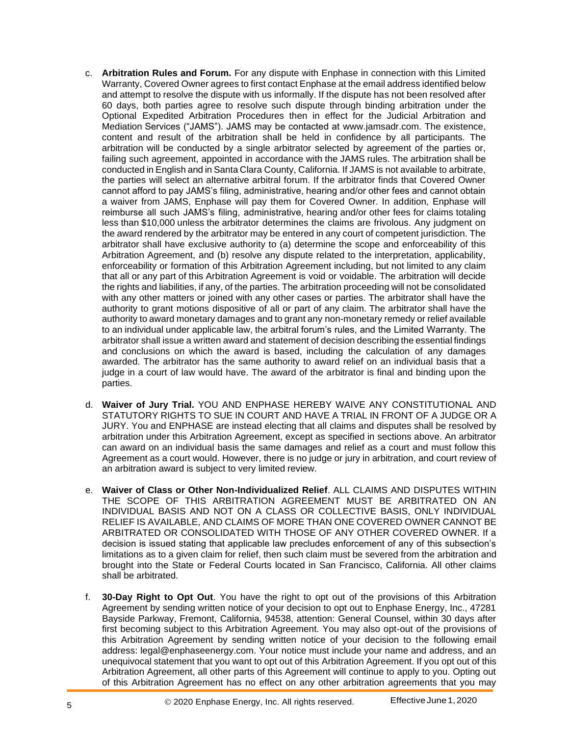c. **Arbitration Rules and Forum.** For any dispute with Enphase in connection with this Limited Warranty, Covered Owner agrees to first contact Enphase at the email address identified below and attempt to resolve the dispute with us informally. If the dispute has not been resolved after 60 days, both parties agree to resolve such dispute through binding arbitration under the Optional Expedited Arbitration Procedures then in effect for the Judicial Arbitration and Mediation Services ("JAMS"). JAMS may be contacted at www.jamsadr.com. The existence, content and result of the arbitration shall be held in confidence by all participants. The arbitration will be conducted by a single arbitrator selected by agreement of the parties or, failing such agreement, appointed in accordance with the JAMS rules. The arbitration shall be conducted in English and in Santa Clara County, California. If JAMS is not available to arbitrate, the parties will select an alternative arbitral forum. If the arbitrator finds that Covered Owner cannot afford to pay JAMS's filing, administrative, hearing and/or other fees and cannot obtain a waiver from JAMS, Enphase will pay them for Covered Owner. In addition, Enphase will reimburse all such JAMS's filing, administrative, hearing and/or other fees for claims totaling less than $10,000 unless the arbitrator determines the claims are frivolous. Any judgment on the award rendered by the arbitrator may be entered in any court of competent jurisdiction. The arbitrator shall have exclusive authority to (a) determine the scope and enforceability of this Arbitration Agreement, and (b) resolve any dispute related to the interpretation, applicability, enforceability or formation of this Arbitration Agreement including, but not limited to any claim that all or any part of this Arbitration Agreement is void or voidable. The arbitration will decide the rights and liabilities, if any, of the parties. The arbitration proceeding will not be consolidated with any other matters or joined with any other cases or parties. The arbitrator shall have the authority to grant motions dispositive of all or part of any claim. The arbitrator shall have the authority to award monetary damages and to grant any non-monetary remedy or relief available to an individual under applicable law, the arbitral forum's rules, and the Limited Warranty. The arbitrator shall issue a written award and statement of decision describing the essential findings and conclusions on which the award is based, including the calculation of any damages awarded. The arbitrator has the same authority to award relief on an individual basis that a judge in a court of law would have. The award of the arbitrator is final and binding upon the parties.

d. **Waiver of Jury Trial.** YOU AND ENPHASE HEREBY WAIVE ANY CONSTITUTIONAL AND STATUTORY RIGHTS TO SUE IN COURT AND HAVE A TRIAL IN FRONT OF A JUDGE OR A JURY. You and ENPHASE are instead electing that all claims and disputes shall be resolved by arbitration under this Arbitration Agreement, except as specified in sections above. An arbitrator can award on an individual basis the same damages and relief as a court and must follow this Agreement as a court would. However, there is no judge or jury in arbitration, and court review of an arbitration award is subject to very limited review.

e. **Waiver of Class or Other Non-Individualized Relief**. ALL CLAIMS AND DISPUTES WITHIN THE SCOPE OF THIS ARBITRATION AGREEMENT MUST BE ARBITRATED ON AN INDIVIDUAL BASIS AND NOT ON A CLASS OR COLLECTIVE BASIS, ONLY INDIVIDUAL RELIEF IS AVAILABLE, AND CLAIMS OF MORE THAN ONE COVERED OWNER CANNOT BE ARBITRATED OR CONSOLIDATED WITH THOSE OF ANY OTHER COVERED OWNER. If a decision is issued stating that applicable law precludes enforcement of any of this subsection's limitations as to a given claim for relief, then such claim must be severed from the arbitration and brought into the State or Federal Courts located in San Francisco, California. All other claims shall be arbitrated.

f. **30-Day Right to Opt Out**. You have the right to opt out of the provisions of this Arbitration Agreement by sending written notice of your decision to opt out to Enphase Energy, Inc., 47281 Bayside Parkway, Fremont, California, 94538, attention: General Counsel, within 30 days after first becoming subject to this Arbitration Agreement. You may also opt-out of the provisions of this Arbitration Agreement by sending written notice of your decision to the following email address: legal@enphaseenergy.com. Your notice must include your name and address, and an unequivocal statement that you want to opt out of this Arbitration Agreement. If you opt out of this Arbitration Agreement, all other parts of this Agreement will continue to apply to you. Opting out of this Arbitration Agreement has no effect on any other arbitration agreements that you may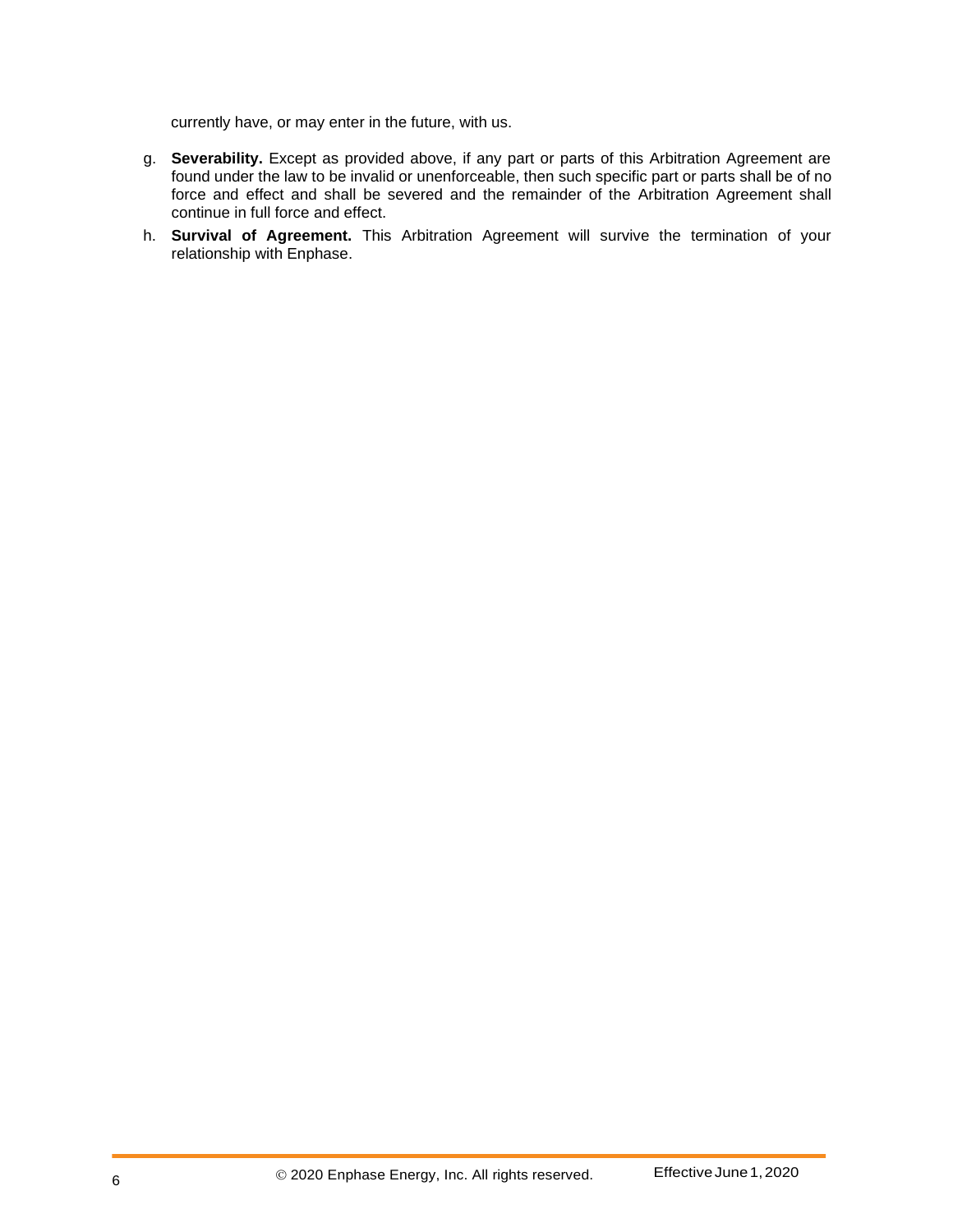currently have, or may enter in the future, with us.

g. **Severability.** Except as provided above, if any part or parts of this Arbitration Agreement are found under the law to be invalid or unenforceable, then such specific part or parts shall be of no force and effect and shall be severed and the remainder of the Arbitration Agreement shall continue in full force and effect.

h. **Survival of Agreement.** This Arbitration Agreement will survive the termination of your relationship with Enphase.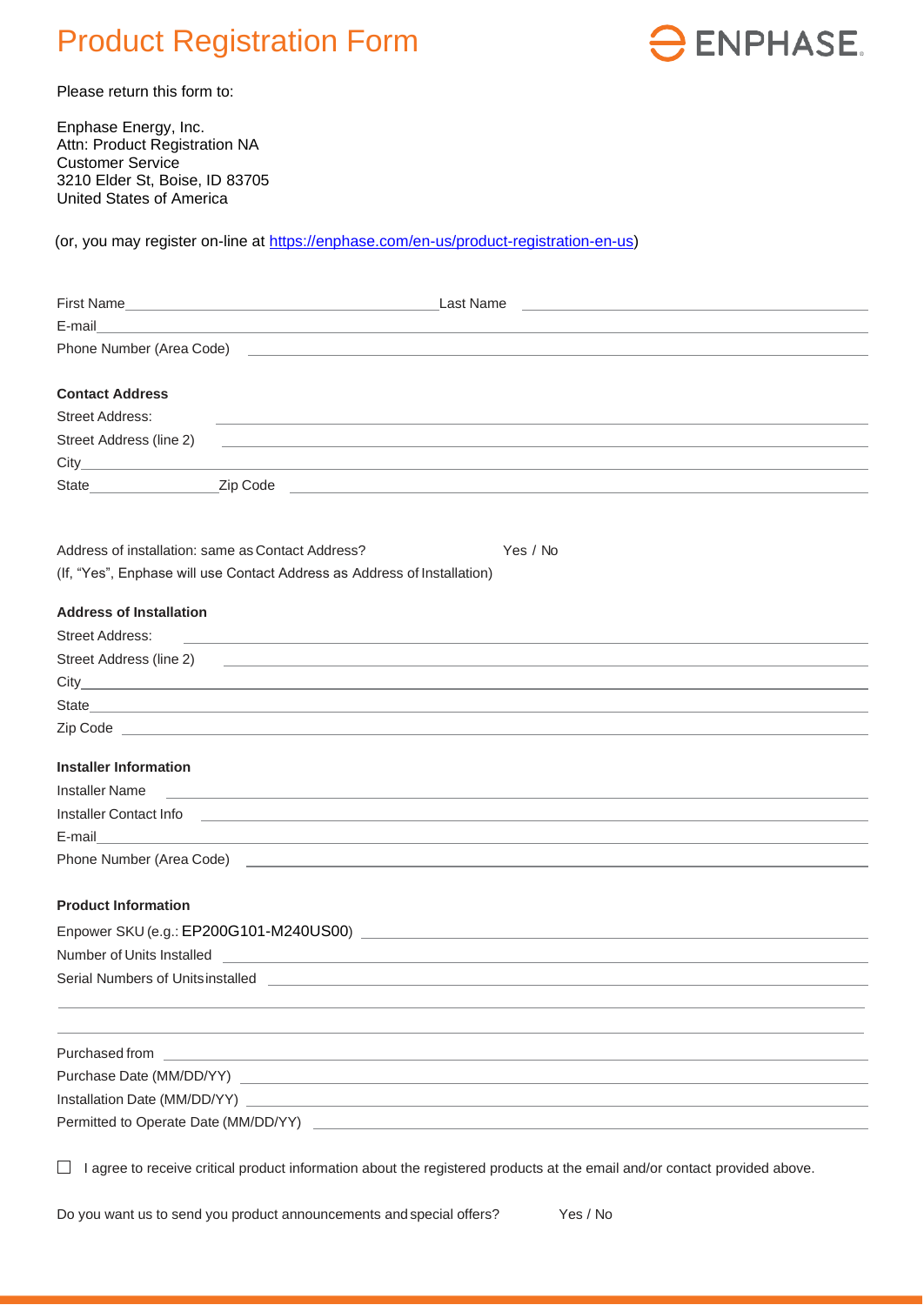# Product Registration Form

Please return this form to:

Enphase Energy, Inc.
Attn: Product Registration NA
Customer Service
3210 Elder St, Boise, ID 83705
United States of America

(or, you may register on-line at https://enphase.com/en-us/product-registration-en-us)

First Name ______________________ Last Name ______________________
E-mail ______________________
Phone Number (Area Code) ______________________

**Contact Address**

Street Address: ______________________
Street Address (line 2) ______________________
City ______________________
State ____________ Zip Code ______________________

Address of installation: same as Contact Address? Yes / No
(If, "Yes", Enphase will use Contact Address as Address of Installation)

**Address of Installation**

Street Address: ______________________
Street Address (line 2) ______________________
City ______________________
State ______________________
Zip Code ______________________

**Installer Information**

Installer Name ______________________
Installer Contact Info ______________________
E-mail ______________________
Phone Number (Area Code) ______________________

**Product Information**

Enpower SKU (e.g.: EP200G101-M240US00) ______________________
Number of Units Installed ______________________
Serial Numbers of Units installed ______________________

______________________

______________________

Purchased from ______________________
Purchase Date (MM/DD/YY) ______________________
Installation Date (MM/DD/YY) ______________________
Permitted to Operate Date (MM/DD/YY) ______________________

☐ I agree to receive critical product information about the registered products at the email and/or contact provided above.

Do you want us to send you product announcements and special offers? Yes / No